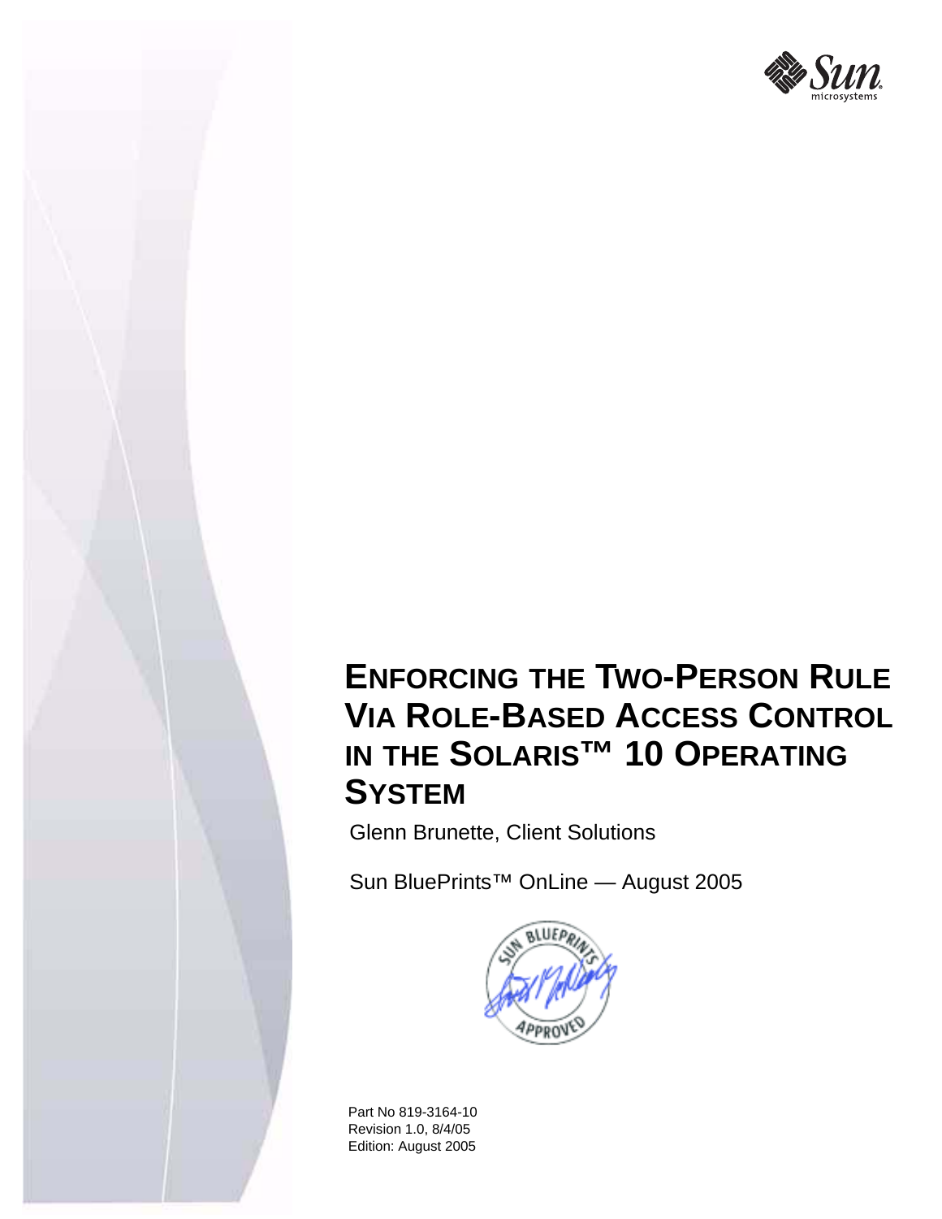# ENFORCING THE TWO-PERSON RULE VIA ROLE-BASED ACCESS CONTROL IN THE SOLARIS™ 10 OPERATING SYSTEM

Glenn Brunette, Client Solutions

Sun BluePrints™ OnLine — August 2005

Part No 819-3164-10
Revision 1.0, 8/4/05
Edition: August 2005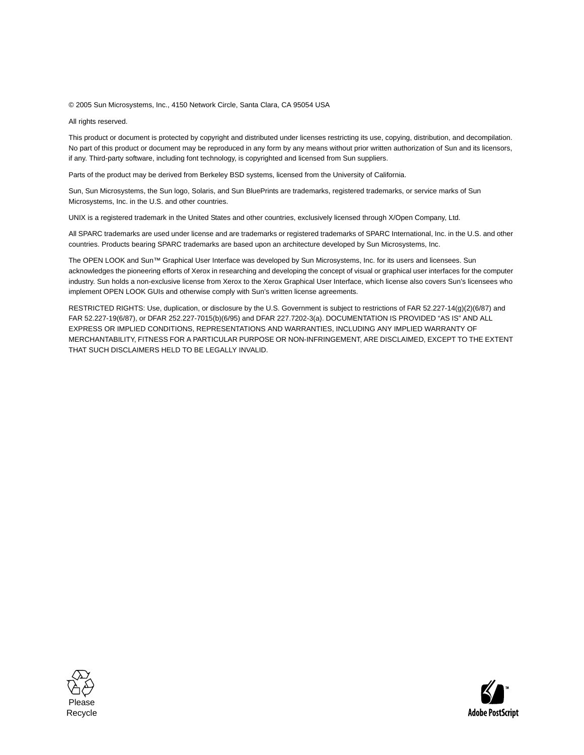© 2005 Sun Microsystems, Inc., 4150 Network Circle, Santa Clara, CA 95054 USA

All rights reserved.

This product or document is protected by copyright and distributed under licenses restricting its use, copying, distribution, and decompilation. No part of this product or document may be reproduced in any form by any means without prior written authorization of Sun and its licensors, if any. Third-party software, including font technology, is copyrighted and licensed from Sun suppliers.

Parts of the product may be derived from Berkeley BSD systems, licensed from the University of California.

Sun, Sun Microsystems, the Sun logo, Solaris, and Sun BluePrints are trademarks, registered trademarks, or service marks of Sun Microsystems, Inc. in the U.S. and other countries.

UNIX is a registered trademark in the United States and other countries, exclusively licensed through X/Open Company, Ltd.

All SPARC trademarks are used under license and are trademarks or registered trademarks of SPARC International, Inc. in the U.S. and other countries. Products bearing SPARC trademarks are based upon an architecture developed by Sun Microsystems, Inc.

The OPEN LOOK and Sun™ Graphical User Interface was developed by Sun Microsystems, Inc. for its users and licensees. Sun acknowledges the pioneering efforts of Xerox in researching and developing the concept of visual or graphical user interfaces for the computer industry. Sun holds a non-exclusive license from Xerox to the Xerox Graphical User Interface, which license also covers Sun's licensees who implement OPEN LOOK GUIs and otherwise comply with Sun's written license agreements.

RESTRICTED RIGHTS: Use, duplication, or disclosure by the U.S. Government is subject to restrictions of FAR 52.227-14(g)(2)(6/87) and FAR 52.227-19(6/87), or DFAR 252.227-7015(b)(6/95) and DFAR 227.7202-3(a). DOCUMENTATION IS PROVIDED "AS IS" AND ALL EXPRESS OR IMPLIED CONDITIONS, REPRESENTATIONS AND WARRANTIES, INCLUDING ANY IMPLIED WARRANTY OF MERCHANTABILITY, FITNESS FOR A PARTICULAR PURPOSE OR NON-INFRINGEMENT, ARE DISCLAIMED, EXCEPT TO THE EXTENT THAT SUCH DISCLAIMERS HELD TO BE LEGALLY INVALID.

Please Recycle

Adobe PostScript™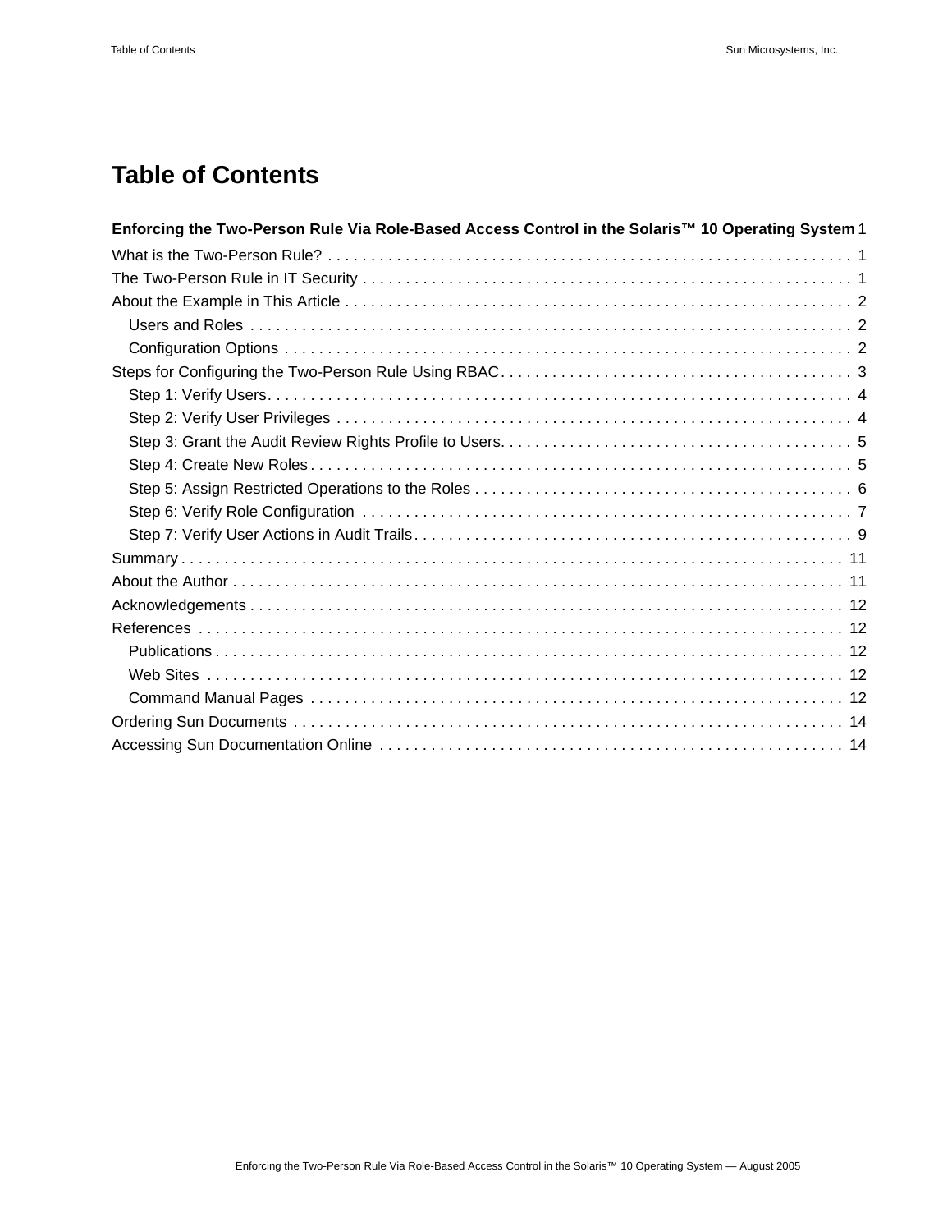# Table of Contents

**Enforcing the Two-Person Rule Via Role-Based Access Control in the Solaris™ 10 Operating System** 1

What is the Two-Person Rule? . . . . . . . . . . 1

The Two-Person Rule in IT Security . . . . . . . . . . 1

About the Example in This Article . . . . . . . . . . 2

- Users and Roles . . . . . . . . . . 2
- Configuration Options . . . . . . . . . . 2

Steps for Configuring the Two-Person Rule Using RBAC . . . . . . . . . . 3

- Step 1: Verify Users. . . . . . . . . . . 4
- Step 2: Verify User Privileges . . . . . . . . . . 4
- Step 3: Grant the Audit Review Rights Profile to Users. . . . . . . . . . . 5
- Step 4: Create New Roles . . . . . . . . . . 5
- Step 5: Assign Restricted Operations to the Roles . . . . . . . . . . 6
- Step 6: Verify Role Configuration . . . . . . . . . . 7
- Step 7: Verify User Actions in Audit Trails . . . . . . . . . . 9

Summary . . . . . . . . . . 11

About the Author . . . . . . . . . . 11

Acknowledgements . . . . . . . . . . 12

References . . . . . . . . . . 12

- Publications . . . . . . . . . . 12
- Web Sites . . . . . . . . . . 12
- Command Manual Pages . . . . . . . . . . 12

Ordering Sun Documents . . . . . . . . . . 14

Accessing Sun Documentation Online . . . . . . . . . . 14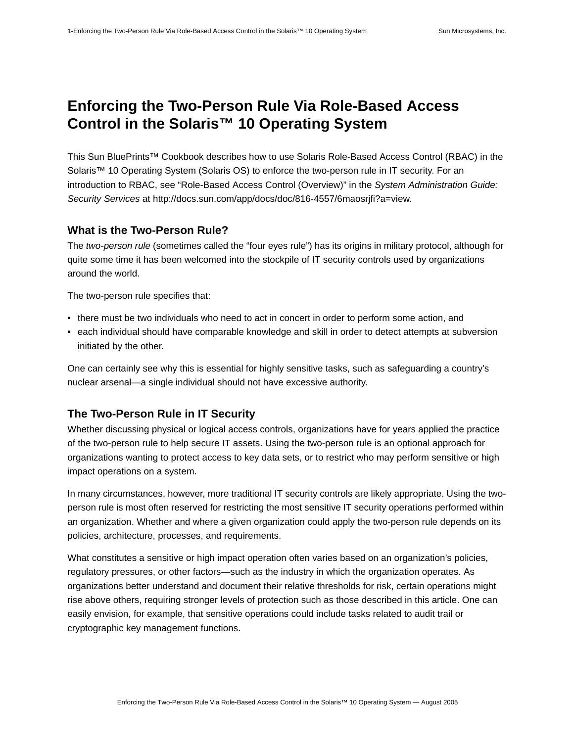# Enforcing the Two-Person Rule Via Role-Based Access Control in the Solaris™ 10 Operating System

This Sun BluePrints™ Cookbook describes how to use Solaris Role-Based Access Control (RBAC) in the Solaris™ 10 Operating System (Solaris OS) to enforce the two-person rule in IT security. For an introduction to RBAC, see "Role-Based Access Control (Overview)" in the *System Administration Guide: Security Services* at http://docs.sun.com/app/docs/doc/816-4557/6maosrjfi?a=view.

## What is the Two-Person Rule?

The *two-person rule* (sometimes called the "four eyes rule") has its origins in military protocol, although for quite some time it has been welcomed into the stockpile of IT security controls used by organizations around the world.

The two-person rule specifies that:

- there must be two individuals who need to act in concert in order to perform some action, and
- each individual should have comparable knowledge and skill in order to detect attempts at subversion initiated by the other.

One can certainly see why this is essential for highly sensitive tasks, such as safeguarding a country's nuclear arsenal—a single individual should not have excessive authority.

## The Two-Person Rule in IT Security

Whether discussing physical or logical access controls, organizations have for years applied the practice of the two-person rule to help secure IT assets. Using the two-person rule is an optional approach for organizations wanting to protect access to key data sets, or to restrict who may perform sensitive or high impact operations on a system.

In many circumstances, however, more traditional IT security controls are likely appropriate. Using the two-person rule is most often reserved for restricting the most sensitive IT security operations performed within an organization. Whether and where a given organization could apply the two-person rule depends on its policies, architecture, processes, and requirements.

What constitutes a sensitive or high impact operation often varies based on an organization's policies, regulatory pressures, or other factors—such as the industry in which the organization operates. As organizations better understand and document their relative thresholds for risk, certain operations might rise above others, requiring stronger levels of protection such as those described in this article. One can easily envision, for example, that sensitive operations could include tasks related to audit trail or cryptographic key management functions.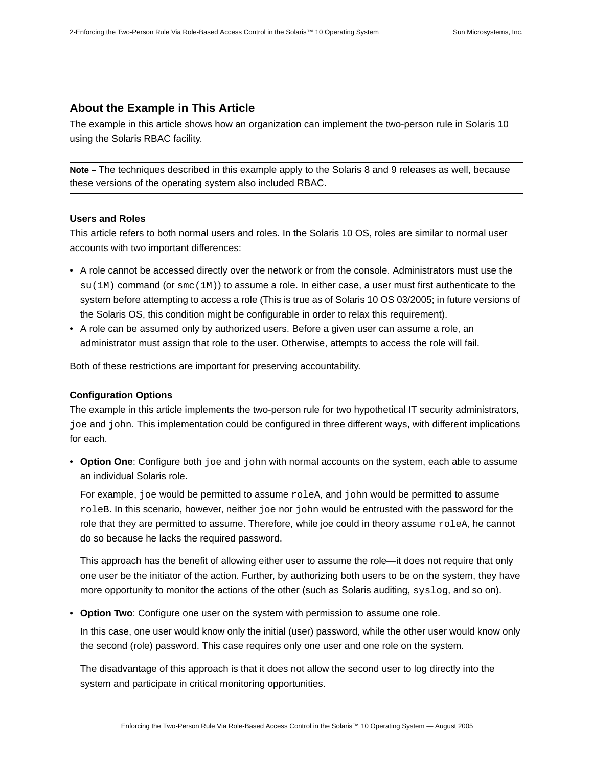## About the Example in This Article

The example in this article shows how an organization can implement the two-person rule in Solaris 10 using the Solaris RBAC facility.

---

**Note –** The techniques described in this example apply to the Solaris 8 and 9 releases as well, because these versions of the operating system also included RBAC.

---

### Users and Roles

This article refers to both normal users and roles. In the Solaris 10 OS, roles are similar to normal user accounts with two important differences:

- A role cannot be accessed directly over the network or from the console. Administrators must use the `su(1M)` command (or `smc(1M)`) to assume a role. In either case, a user must first authenticate to the system before attempting to access a role (This is true as of Solaris 10 OS 03/2005; in future versions of the Solaris OS, this condition might be configurable in order to relax this requirement).
- A role can be assumed only by authorized users. Before a given user can assume a role, an administrator must assign that role to the user. Otherwise, attempts to access the role will fail.

Both of these restrictions are important for preserving accountability.

### Configuration Options

The example in this article implements the two-person rule for two hypothetical IT security administrators, `joe` and `john`. This implementation could be configured in three different ways, with different implications for each.

- **Option One**: Configure both `joe` and `john` with normal accounts on the system, each able to assume an individual Solaris role.

  For example, `joe` would be permitted to assume `roleA`, and `john` would be permitted to assume `roleB`. In this scenario, however, neither `joe` nor `john` would be entrusted with the password for the role that they are permitted to assume. Therefore, while joe could in theory assume `roleA`, he cannot do so because he lacks the required password.

  This approach has the benefit of allowing either user to assume the role—it does not require that only one user be the initiator of the action. Further, by authorizing both users to be on the system, they have more opportunity to monitor the actions of the other (such as Solaris auditing, `syslog`, and so on).

- **Option Two**: Configure one user on the system with permission to assume one role.

  In this case, one user would know only the initial (user) password, while the other user would know only the second (role) password. This case requires only one user and one role on the system.

  The disadvantage of this approach is that it does not allow the second user to log directly into the system and participate in critical monitoring opportunities.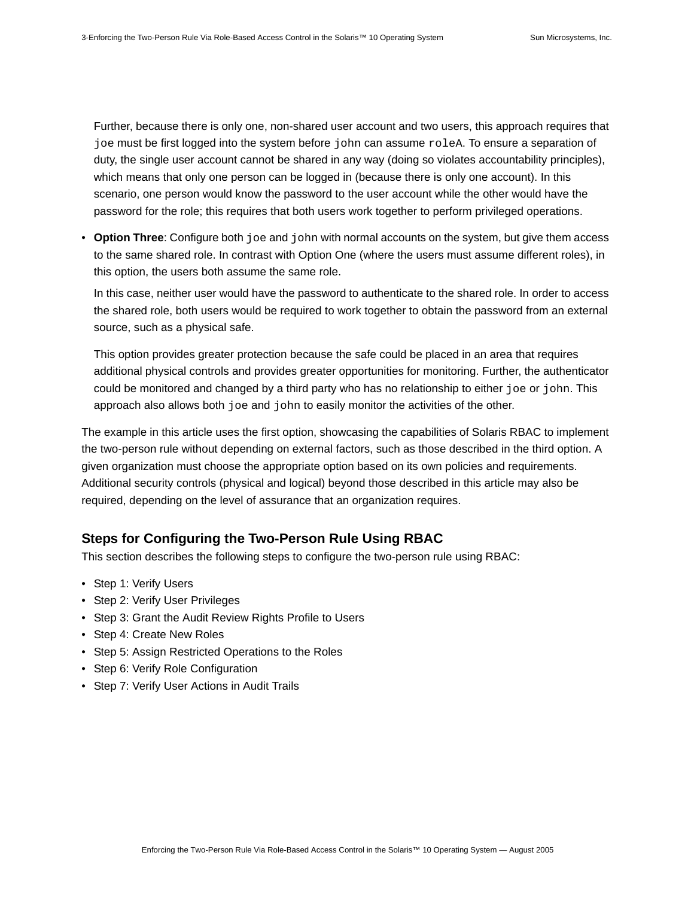Further, because there is only one, non-shared user account and two users, this approach requires that `joe` must be first logged into the system before `john` can assume `roleA`. To ensure a separation of duty, the single user account cannot be shared in any way (doing so violates accountability principles), which means that only one person can be logged in (because there is only one account). In this scenario, one person would know the password to the user account while the other would have the password for the role; this requires that both users work together to perform privileged operations.

- **Option Three**: Configure both `joe` and `john` with normal accounts on the system, but give them access to the same shared role. In contrast with Option One (where the users must assume different roles), in this option, the users both assume the same role.

  In this case, neither user would have the password to authenticate to the shared role. In order to access the shared role, both users would be required to work together to obtain the password from an external source, such as a physical safe.

  This option provides greater protection because the safe could be placed in an area that requires additional physical controls and provides greater opportunities for monitoring. Further, the authenticator could be monitored and changed by a third party who has no relationship to either `joe` or `john`. This approach also allows both `joe` and `john` to easily monitor the activities of the other.

The example in this article uses the first option, showcasing the capabilities of Solaris RBAC to implement the two-person rule without depending on external factors, such as those described in the third option. A given organization must choose the appropriate option based on its own policies and requirements. Additional security controls (physical and logical) beyond those described in this article may also be required, depending on the level of assurance that an organization requires.

## Steps for Configuring the Two-Person Rule Using RBAC

This section describes the following steps to configure the two-person rule using RBAC:

- Step 1: Verify Users
- Step 2: Verify User Privileges
- Step 3: Grant the Audit Review Rights Profile to Users
- Step 4: Create New Roles
- Step 5: Assign Restricted Operations to the Roles
- Step 6: Verify Role Configuration
- Step 7: Verify User Actions in Audit Trails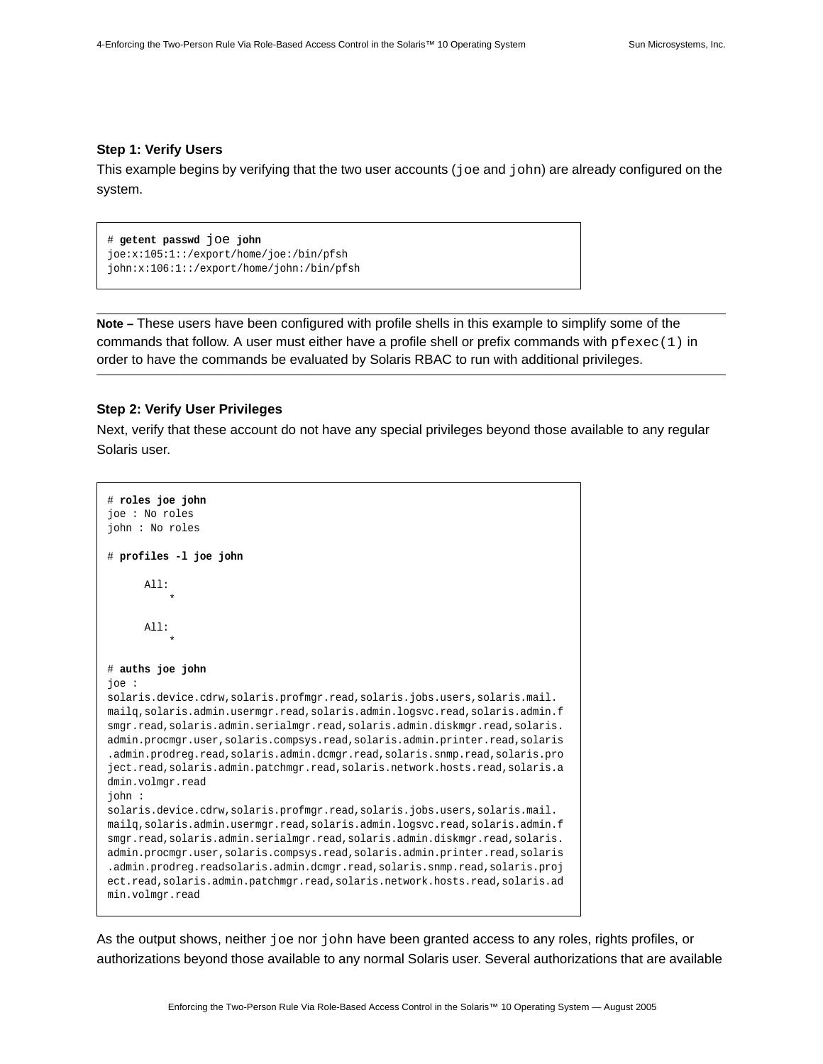**Step 1: Verify Users**

This example begins by verifying that the two user accounts (`joe` and `john`) are already configured on the system.

```
# getent passwd joe john
joe:x:105:1::/export/home/joe:/bin/pfsh
john:x:106:1::/export/home/john:/bin/pfsh
```

---

**Note –** These users have been configured with profile shells in this example to simplify some of the commands that follow. A user must either have a profile shell or prefix commands with `pfexec(1)` in order to have the commands be evaluated by Solaris RBAC to run with additional privileges.

---

**Step 2: Verify User Privileges**

Next, verify that these account do not have any special privileges beyond those available to any regular Solaris user.

```
# roles joe john
joe : No roles
john : No roles

# profiles -l joe john

      All:
          *

      All:
          *

# auths joe john
joe :
solaris.device.cdrw,solaris.profmgr.read,solaris.jobs.users,solaris.mail.
mailq,solaris.admin.usermgr.read,solaris.admin.logsvc.read,solaris.admin.f
smgr.read,solaris.admin.serialmgr.read,solaris.admin.diskmgr.read,solaris.
admin.procmgr.user,solaris.compsys.read,solaris.admin.printer.read,solaris
.admin.prodreg.read,solaris.admin.dcmgr.read,solaris.snmp.read,solaris.pro
ject.read,solaris.admin.patchmgr.read,solaris.network.hosts.read,solaris.a
dmin.volmgr.read
john :
solaris.device.cdrw,solaris.profmgr.read,solaris.jobs.users,solaris.mail.
mailq,solaris.admin.usermgr.read,solaris.admin.logsvc.read,solaris.admin.f
smgr.read,solaris.admin.serialmgr.read,solaris.admin.diskmgr.read,solaris.
admin.procmgr.user,solaris.compsys.read,solaris.admin.printer.read,solaris
.admin.prodreg.readsolaris.admin.dcmgr.read,solaris.snmp.read,solaris.proj
ect.read,solaris.admin.patchmgr.read,solaris.network.hosts.read,solaris.ad
min.volmgr.read
```

As the output shows, neither `joe` nor `john` have been granted access to any roles, rights profiles, or authorizations beyond those available to any normal Solaris user. Several authorizations that are available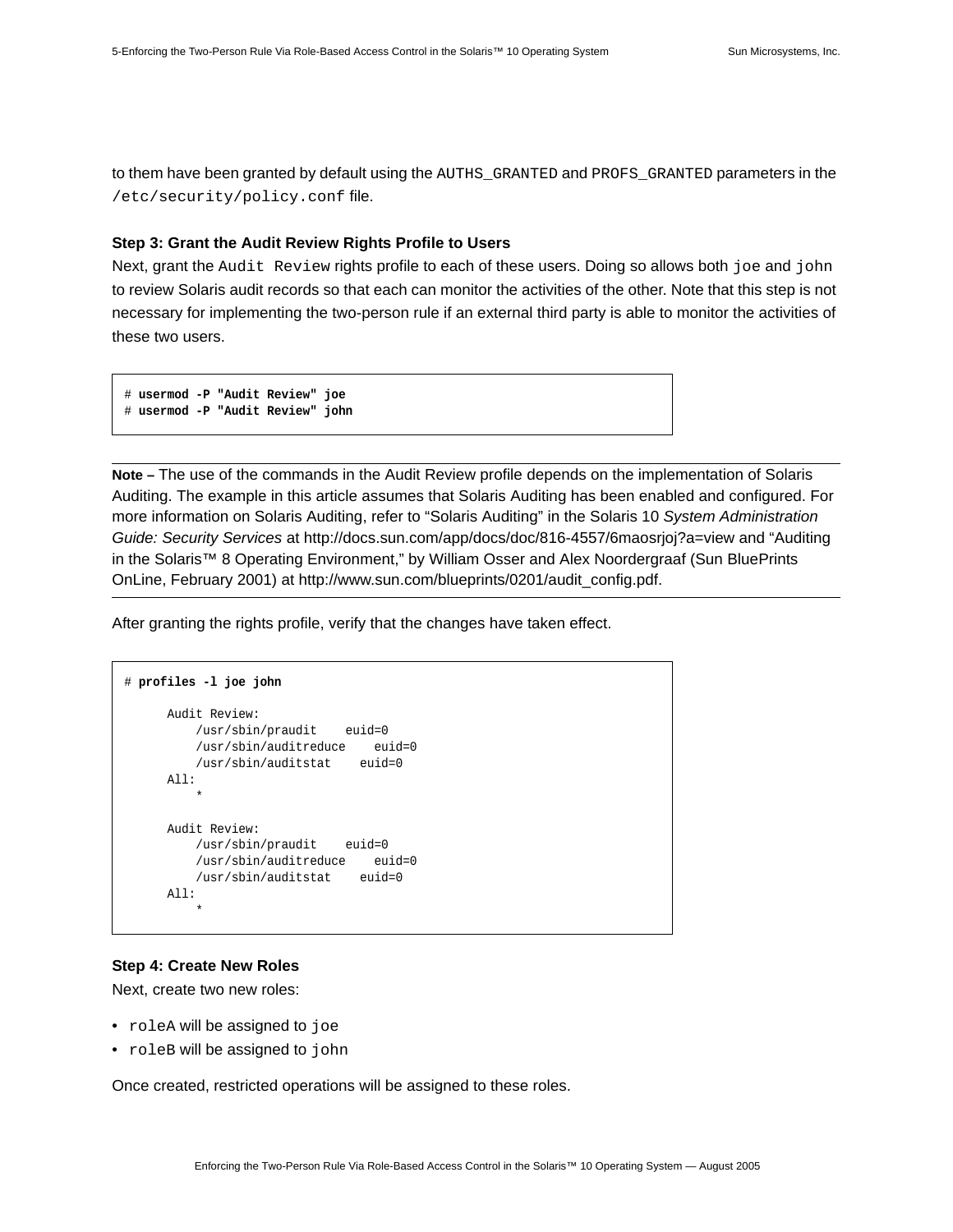to them have been granted by default using the `AUTHS_GRANTED` and `PROFS_GRANTED` parameters in the `/etc/security/policy.conf` file.

### Step 3: Grant the Audit Review Rights Profile to Users

Next, grant the `Audit Review` rights profile to each of these users. Doing so allows both `joe` and `john` to review Solaris audit records so that each can monitor the activities of the other. Note that this step is not necessary for implementing the two-person rule if an external third party is able to monitor the activities of these two users.

```
# usermod -P "Audit Review" joe
# usermod -P "Audit Review" john
```

---

**Note –** The use of the commands in the Audit Review profile depends on the implementation of Solaris Auditing. The example in this article assumes that Solaris Auditing has been enabled and configured. For more information on Solaris Auditing, refer to “Solaris Auditing” in the Solaris 10 *System Administration Guide: Security Services* at http://docs.sun.com/app/docs/doc/816-4557/6maosrjoj?a=view and “Auditing in the Solaris™ 8 Operating Environment,” by William Osser and Alex Noordergraaf (Sun BluePrints OnLine, February 2001) at http://www.sun.com/blueprints/0201/audit_config.pdf.

---

After granting the rights profile, verify that the changes have taken effect.

```
# profiles -l joe john

      Audit Review:
          /usr/sbin/praudit    euid=0
          /usr/sbin/auditreduce    euid=0
          /usr/sbin/auditstat    euid=0
      All:
          *

      Audit Review:
          /usr/sbin/praudit    euid=0
          /usr/sbin/auditreduce    euid=0
          /usr/sbin/auditstat    euid=0
      All:
          *
```

### Step 4: Create New Roles

Next, create two new roles:

- `roleA` will be assigned to `joe`
- `roleB` will be assigned to `john`

Once created, restricted operations will be assigned to these roles.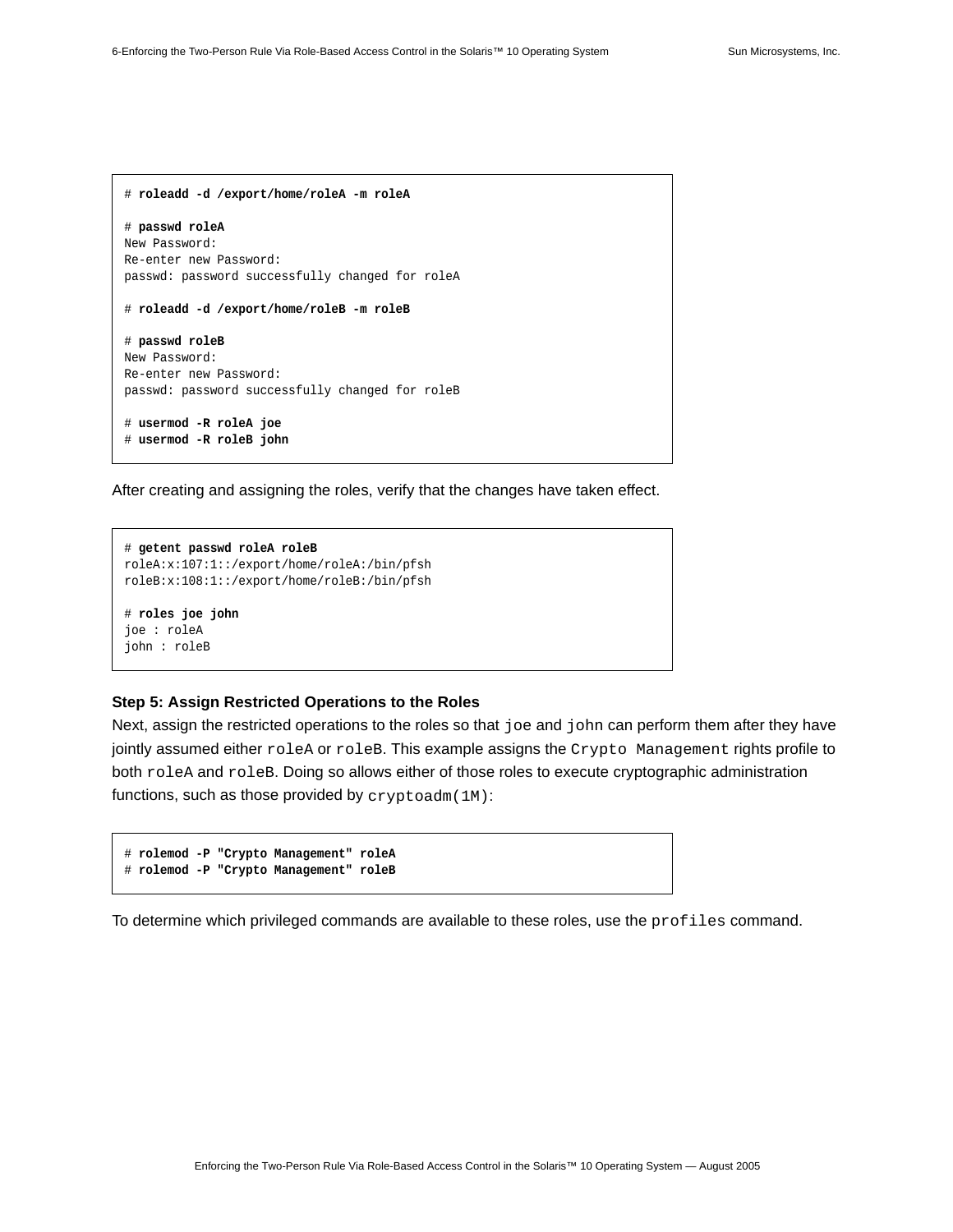```
# roleadd -d /export/home/roleA -m roleA

# passwd roleA
New Password:
Re-enter new Password:
passwd: password successfully changed for roleA

# roleadd -d /export/home/roleB -m roleB

# passwd roleB
New Password:
Re-enter new Password:
passwd: password successfully changed for roleB

# usermod -R roleA joe
# usermod -R roleB john
```

After creating and assigning the roles, verify that the changes have taken effect.

```
# getent passwd roleA roleB
roleA:x:107:1::/export/home/roleA:/bin/pfsh
roleB:x:108:1::/export/home/roleB:/bin/pfsh

# roles joe john
joe : roleA
john : roleB
```

**Step 5: Assign Restricted Operations to the Roles**

Next, assign the restricted operations to the roles so that `joe` and `john` can perform them after they have jointly assumed either `roleA` or `roleB`. This example assigns the `Crypto Management` rights profile to both `roleA` and `roleB`. Doing so allows either of those roles to execute cryptographic administration functions, such as those provided by `cryptoadm(1M)`:

```
# rolemod -P "Crypto Management" roleA
# rolemod -P "Crypto Management" roleB
```

To determine which privileged commands are available to these roles, use the `profiles` command.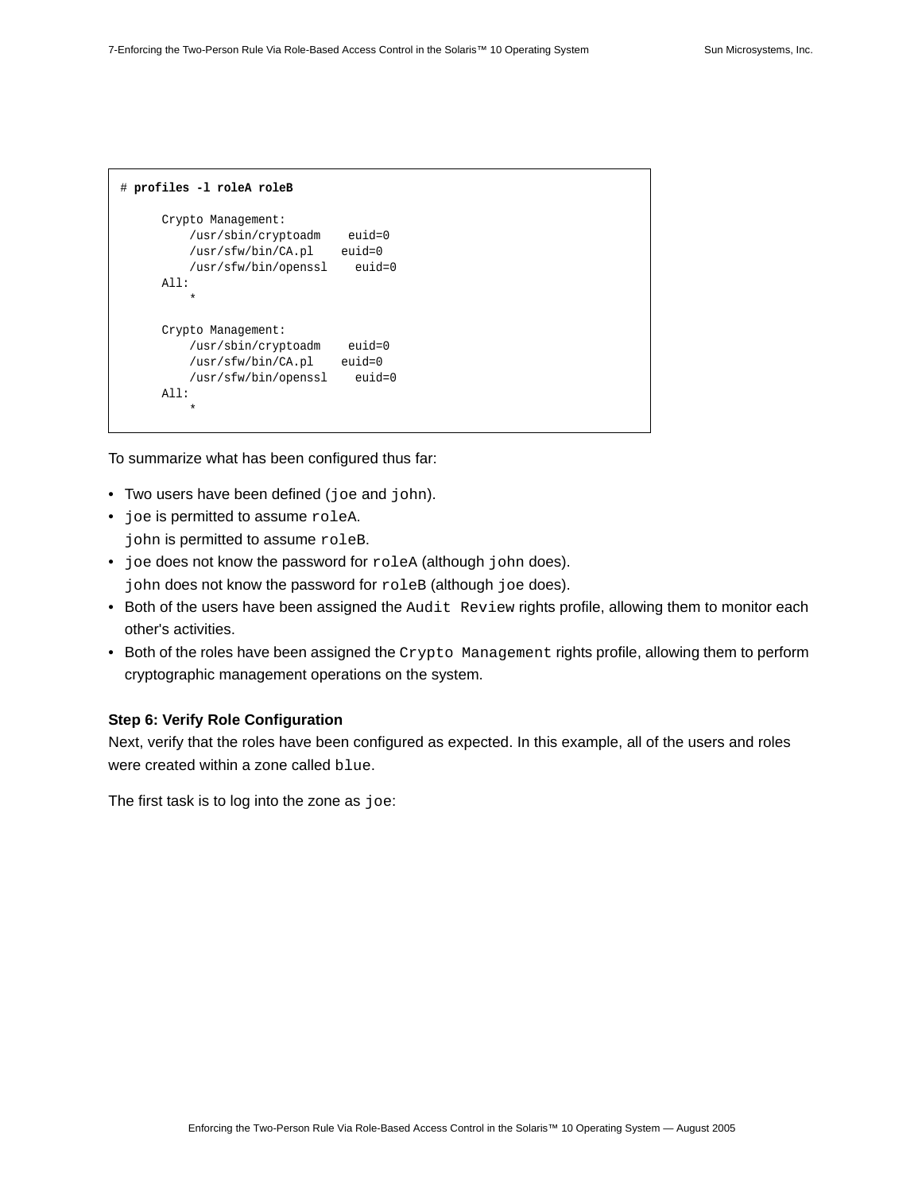```
# profiles -l roleA roleB

      Crypto Management:
          /usr/sbin/cryptoadm    euid=0
          /usr/sfw/bin/CA.pl    euid=0
          /usr/sfw/bin/openssl    euid=0
      All:
          *

      Crypto Management:
          /usr/sbin/cryptoadm    euid=0
          /usr/sfw/bin/CA.pl    euid=0
          /usr/sfw/bin/openssl    euid=0
      All:
          *
```

To summarize what has been configured thus far:

- Two users have been defined (`joe` and `john`).
- `joe` is permitted to assume `roleA`.
  `john` is permitted to assume `roleB`.
- `joe` does not know the password for `roleA` (although `john` does).
  `john` does not know the password for `roleB` (although `joe` does).
- Both of the users have been assigned the `Audit Review` rights profile, allowing them to monitor each other's activities.
- Both of the roles have been assigned the `Crypto Management` rights profile, allowing them to perform cryptographic management operations on the system.

**Step 6: Verify Role Configuration**

Next, verify that the roles have been configured as expected. In this example, all of the users and roles were created within a zone called `blue`.

The first task is to log into the zone as `joe`: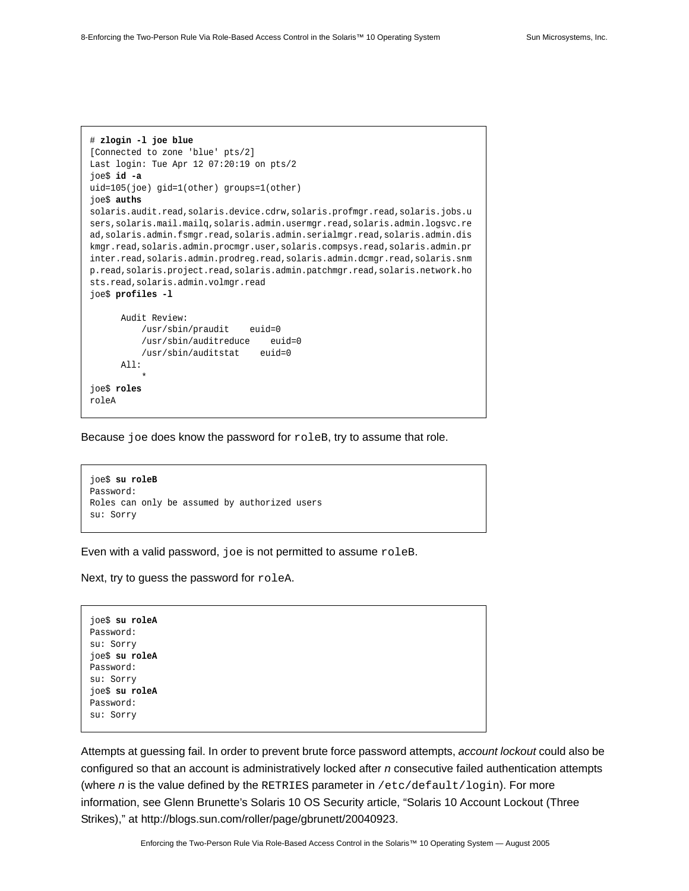```
# zlogin -l joe blue
[Connected to zone 'blue' pts/2]
Last login: Tue Apr 12 07:20:19 on pts/2
joe$ id -a
uid=105(joe) gid=1(other) groups=1(other)
joe$ auths
solaris.audit.read,solaris.device.cdrw,solaris.profmgr.read,solaris.jobs.u
sers,solaris.mail.mailq,solaris.admin.usermgr.read,solaris.admin.logsvc.re
ad,solaris.admin.fsmgr.read,solaris.admin.serialmgr.read,solaris.admin.dis
kmgr.read,solaris.admin.procmgr.user,solaris.compsys.read,solaris.admin.pr
inter.read,solaris.admin.prodreg.read,solaris.admin.dcmgr.read,solaris.snm
p.read,solaris.project.read,solaris.admin.patchmgr.read,solaris.network.ho
sts.read,solaris.admin.volmgr.read
joe$ profiles -l

      Audit Review:
          /usr/sbin/praudit    euid=0
          /usr/sbin/auditreduce    euid=0
          /usr/sbin/auditstat    euid=0
      All:
          *
joe$ roles
roleA
```

Because `joe` does know the password for `roleB`, try to assume that role.

```
joe$ su roleB
Password:
Roles can only be assumed by authorized users
su: Sorry
```

Even with a valid password, `joe` is not permitted to assume `roleB`.

Next, try to guess the password for `roleA`.

```
joe$ su roleA
Password:
su: Sorry
joe$ su roleA
Password:
su: Sorry
joe$ su roleA
Password:
su: Sorry
```

Attempts at guessing fail. In order to prevent brute force password attempts, *account lockout* could also be configured so that an account is administratively locked after *n* consecutive failed authentication attempts (where *n* is the value defined by the `RETRIES` parameter in `/etc/default/login`). For more information, see Glenn Brunette's Solaris 10 OS Security article, "Solaris 10 Account Lockout (Three Strikes)," at http://blogs.sun.com/roller/page/gbrunett/20040923.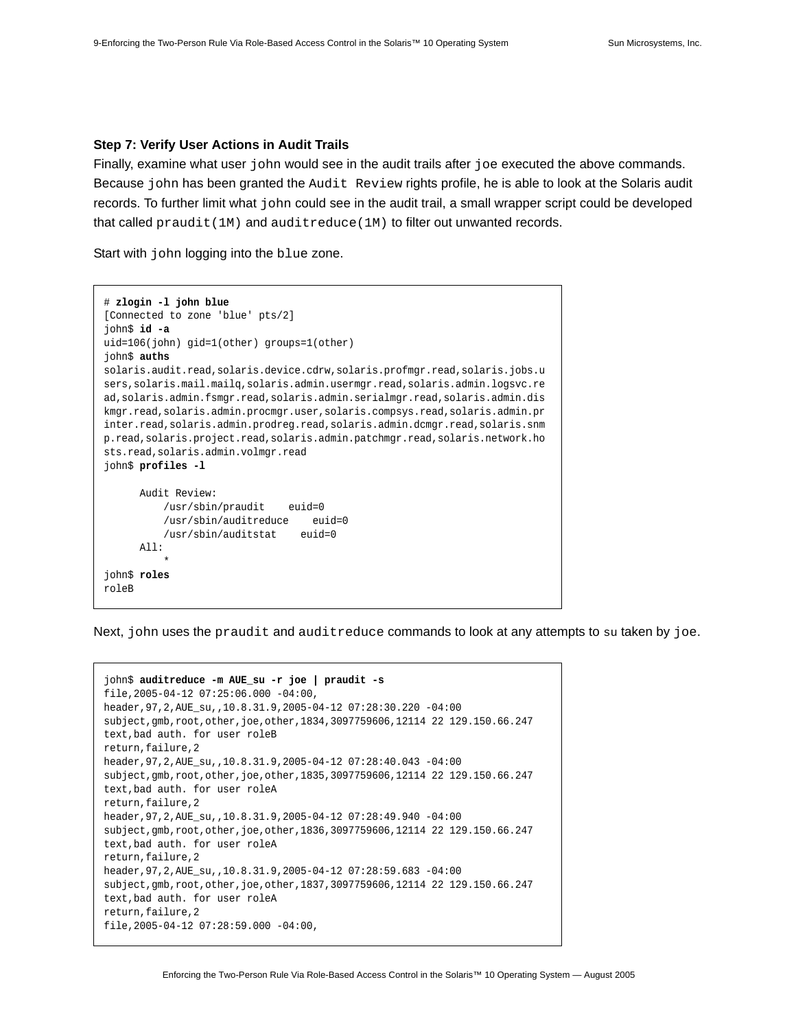### Step 7: Verify User Actions in Audit Trails

Finally, examine what user `john` would see in the audit trails after `joe` executed the above commands. Because `john` has been granted the `Audit Review` rights profile, he is able to look at the Solaris audit records. To further limit what `john` could see in the audit trail, a small wrapper script could be developed that called `praudit(1M)` and `auditreduce(1M)` to filter out unwanted records.

Start with `john` logging into the `blue` zone.

```
# zlogin -l john blue
[Connected to zone 'blue' pts/2]
john$ id -a
uid=106(john) gid=1(other) groups=1(other)
john$ auths
solaris.audit.read,solaris.device.cdrw,solaris.profmgr.read,solaris.jobs.u
sers,solaris.mail.mailq,solaris.admin.usermgr.read,solaris.admin.logsvc.re
ad,solaris.admin.fsmgr.read,solaris.admin.serialmgr.read,solaris.admin.dis
kmgr.read,solaris.admin.procmgr.user,solaris.compsys.read,solaris.admin.pr
inter.read,solaris.admin.prodreg.read,solaris.admin.dcmgr.read,solaris.snm
p.read,solaris.project.read,solaris.admin.patchmgr.read,solaris.network.ho
sts.read,solaris.admin.volmgr.read
john$ profiles -l

      Audit Review:
          /usr/sbin/praudit    euid=0
          /usr/sbin/auditreduce    euid=0
          /usr/sbin/auditstat    euid=0
      All:
          *
john$ roles
roleB
```

Next, `john` uses the `praudit` and `auditreduce` commands to look at any attempts to `su` taken by `joe`.

```
john$ auditreduce -m AUE_su -r joe | praudit -s
file,2005-04-12 07:25:06.000 -04:00,
header,97,2,AUE_su,,10.8.31.9,2005-04-12 07:28:30.220 -04:00
subject,gmb,root,other,joe,other,1834,3097759606,12114 22 129.150.66.247
text,bad auth. for user roleB
return,failure,2
header,97,2,AUE_su,,10.8.31.9,2005-04-12 07:28:40.043 -04:00
subject,gmb,root,other,joe,other,1835,3097759606,12114 22 129.150.66.247
text,bad auth. for user roleA
return,failure,2
header,97,2,AUE_su,,10.8.31.9,2005-04-12 07:28:49.940 -04:00
subject,gmb,root,other,joe,other,1836,3097759606,12114 22 129.150.66.247
text,bad auth. for user roleA
return,failure,2
header,97,2,AUE_su,,10.8.31.9,2005-04-12 07:28:59.683 -04:00
subject,gmb,root,other,joe,other,1837,3097759606,12114 22 129.150.66.247
text,bad auth. for user roleA
return,failure,2
file,2005-04-12 07:28:59.000 -04:00,
```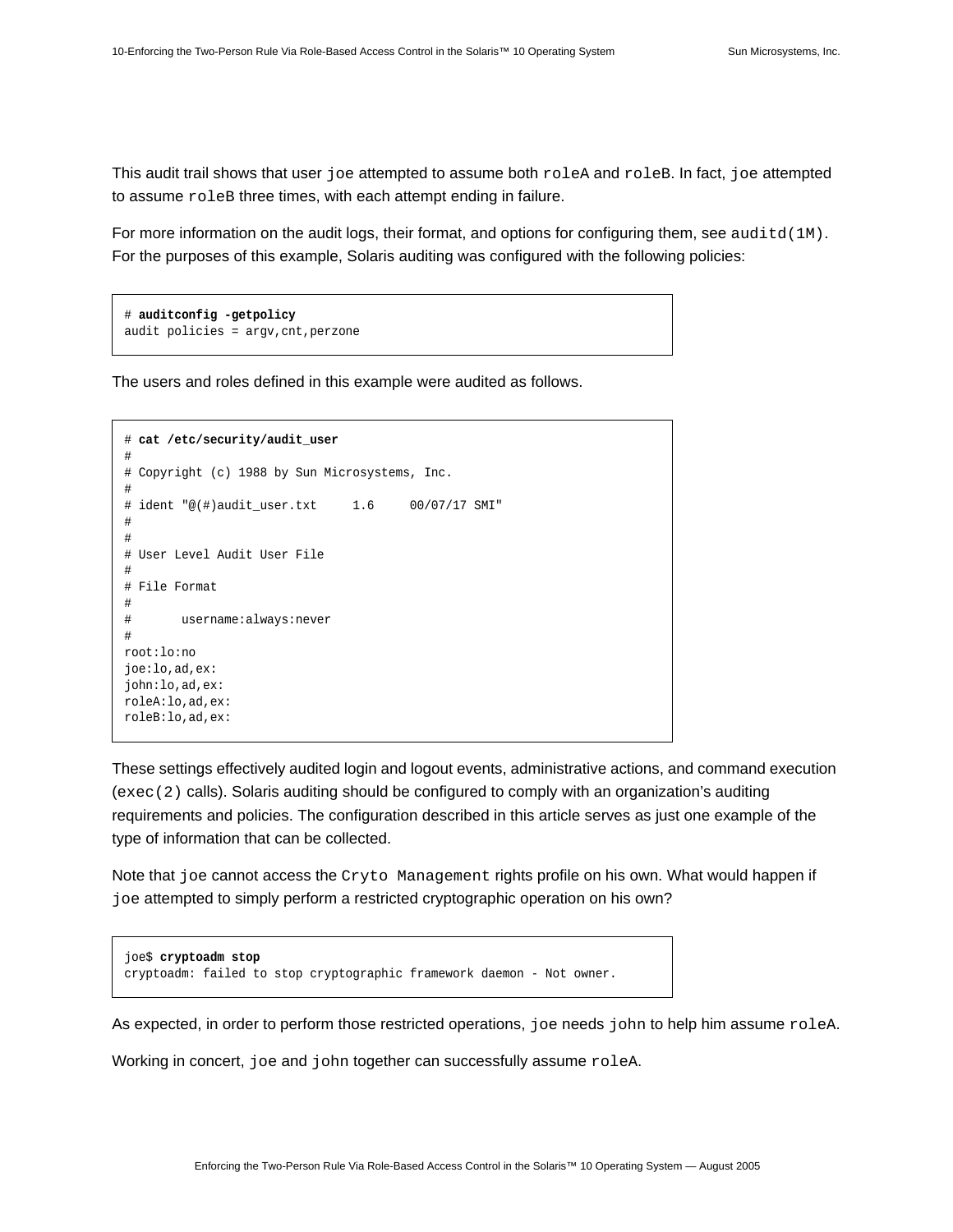This audit trail shows that user joe attempted to assume both roleA and roleB. In fact, joe attempted to assume roleB three times, with each attempt ending in failure.

For more information on the audit logs, their format, and options for configuring them, see auditd(1M). For the purposes of this example, Solaris auditing was configured with the following policies:

```
# auditconfig -getpolicy
audit policies = argv,cnt,perzone
```

The users and roles defined in this example were audited as follows.

```
# cat /etc/security/audit_user
#
# Copyright (c) 1988 by Sun Microsystems, Inc.
#
# ident "@(#)audit_user.txt     1.6     00/07/17 SMI"
#
#
# User Level Audit User File
#
# File Format
#
#       username:always:never
#
root:lo:no
joe:lo,ad,ex:
john:lo,ad,ex:
roleA:lo,ad,ex:
roleB:lo,ad,ex:
```

These settings effectively audited login and logout events, administrative actions, and command execution (exec(2) calls). Solaris auditing should be configured to comply with an organization's auditing requirements and policies. The configuration described in this article serves as just one example of the type of information that can be collected.

Note that joe cannot access the Cryto Management rights profile on his own. What would happen if joe attempted to simply perform a restricted cryptographic operation on his own?

```
joe$ cryptoadm stop
cryptoadm: failed to stop cryptographic framework daemon - Not owner.
```

As expected, in order to perform those restricted operations, joe needs john to help him assume roleA.

Working in concert, joe and john together can successfully assume roleA.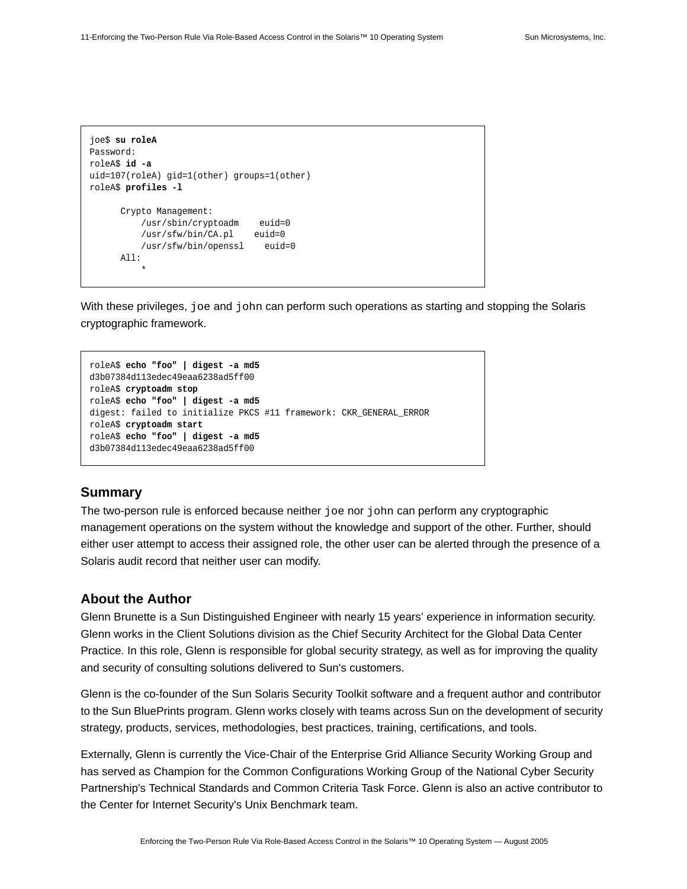```
joe$ su roleA
Password:
roleA$ id -a
uid=107(roleA) gid=1(other) groups=1(other)
roleA$ profiles -l

      Crypto Management:
          /usr/sbin/cryptoadm    euid=0
          /usr/sfw/bin/CA.pl    euid=0
          /usr/sfw/bin/openssl    euid=0
      All:
          *
```

With these privileges, `joe` and `john` can perform such operations as starting and stopping the Solaris cryptographic framework.

```
roleA$ echo "foo" | digest -a md5
d3b07384d113edec49eaa6238ad5ff00
roleA$ cryptoadm stop
roleA$ echo "foo" | digest -a md5
digest: failed to initialize PKCS #11 framework: CKR_GENERAL_ERROR
roleA$ cryptoadm start
roleA$ echo "foo" | digest -a md5
d3b07384d113edec49eaa6238ad5ff00
```

## Summary

The two-person rule is enforced because neither `joe` nor `john` can perform any cryptographic management operations on the system without the knowledge and support of the other. Further, should either user attempt to access their assigned role, the other user can be alerted through the presence of a Solaris audit record that neither user can modify.

## About the Author

Glenn Brunette is a Sun Distinguished Engineer with nearly 15 years' experience in information security. Glenn works in the Client Solutions division as the Chief Security Architect for the Global Data Center Practice. In this role, Glenn is responsible for global security strategy, as well as for improving the quality and security of consulting solutions delivered to Sun's customers.

Glenn is the co-founder of the Sun Solaris Security Toolkit software and a frequent author and contributor to the Sun BluePrints program. Glenn works closely with teams across Sun on the development of security strategy, products, services, methodologies, best practices, training, certifications, and tools.

Externally, Glenn is currently the Vice-Chair of the Enterprise Grid Alliance Security Working Group and has served as Champion for the Common Configurations Working Group of the National Cyber Security Partnership's Technical Standards and Common Criteria Task Force. Glenn is also an active contributor to the Center for Internet Security's Unix Benchmark team.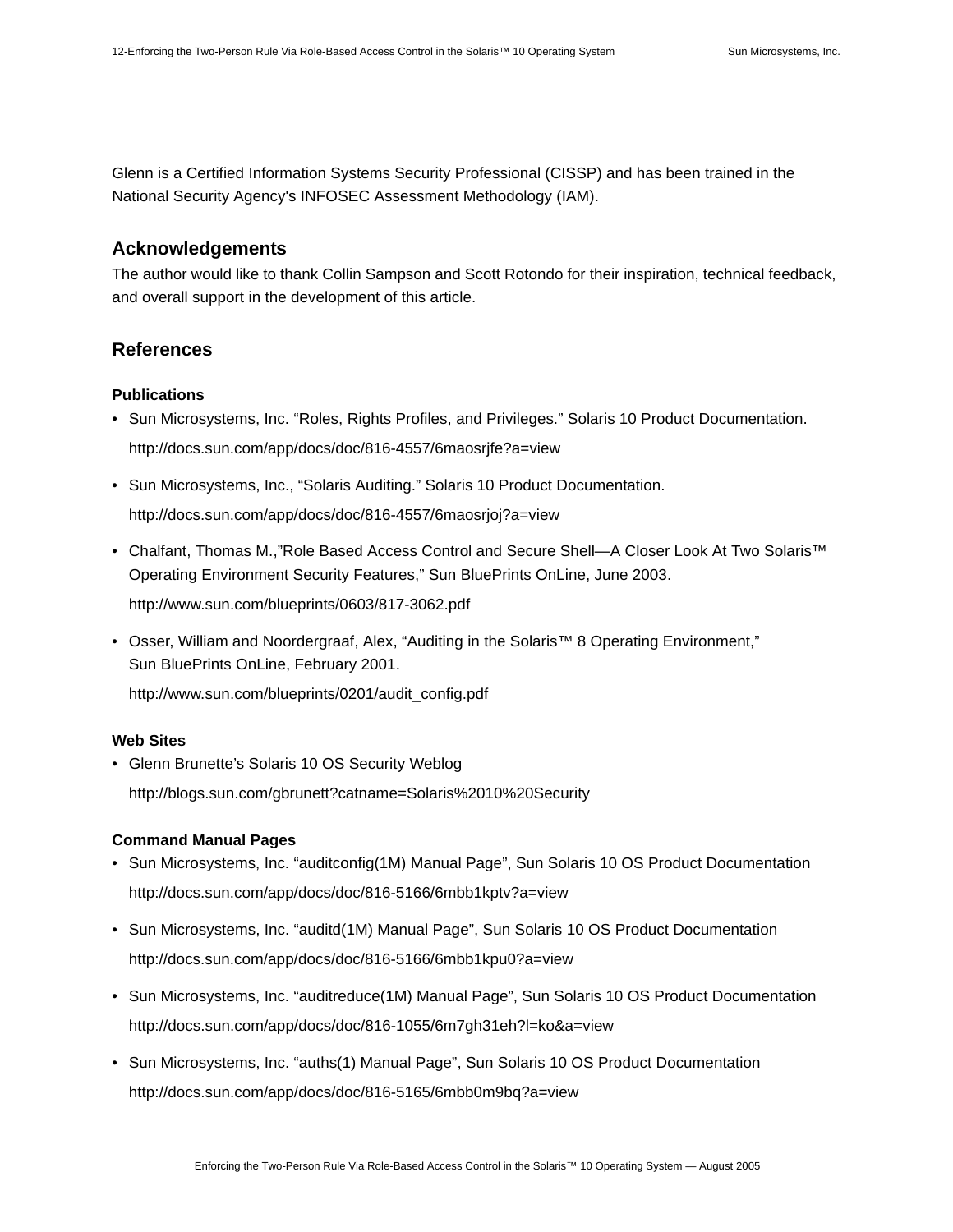Glenn is a Certified Information Systems Security Professional (CISSP) and has been trained in the National Security Agency's INFOSEC Assessment Methodology (IAM).

## Acknowledgements

The author would like to thank Collin Sampson and Scott Rotondo for their inspiration, technical feedback, and overall support in the development of this article.

## References

### Publications

- Sun Microsystems, Inc. “Roles, Rights Profiles, and Privileges.” Solaris 10 Product Documentation.
  http://docs.sun.com/app/docs/doc/816-4557/6maosrjfe?a=view
- Sun Microsystems, Inc., “Solaris Auditing.” Solaris 10 Product Documentation.
  http://docs.sun.com/app/docs/doc/816-4557/6maosrjoj?a=view
- Chalfant, Thomas M.,”Role Based Access Control and Secure Shell—A Closer Look At Two Solaris™ Operating Environment Security Features,” Sun BluePrints OnLine, June 2003.
  http://www.sun.com/blueprints/0603/817-3062.pdf
- Osser, William and Noordergraaf, Alex, “Auditing in the Solaris™ 8 Operating Environment,” Sun BluePrints OnLine, February 2001.
  http://www.sun.com/blueprints/0201/audit_config.pdf

### Web Sites

- Glenn Brunette’s Solaris 10 OS Security Weblog
  http://blogs.sun.com/gbrunett?catname=Solaris%2010%20Security

### Command Manual Pages

- Sun Microsystems, Inc. “auditconfig(1M) Manual Page”, Sun Solaris 10 OS Product Documentation
  http://docs.sun.com/app/docs/doc/816-5166/6mbb1kptv?a=view
- Sun Microsystems, Inc. “auditd(1M) Manual Page”, Sun Solaris 10 OS Product Documentation
  http://docs.sun.com/app/docs/doc/816-5166/6mbb1kpu0?a=view
- Sun Microsystems, Inc. “auditreduce(1M) Manual Page”, Sun Solaris 10 OS Product Documentation
  http://docs.sun.com/app/docs/doc/816-1055/6m7gh31eh?l=ko&a=view
- Sun Microsystems, Inc. “auths(1) Manual Page”, Sun Solaris 10 OS Product Documentation
  http://docs.sun.com/app/docs/doc/816-5165/6mbb0m9bq?a=view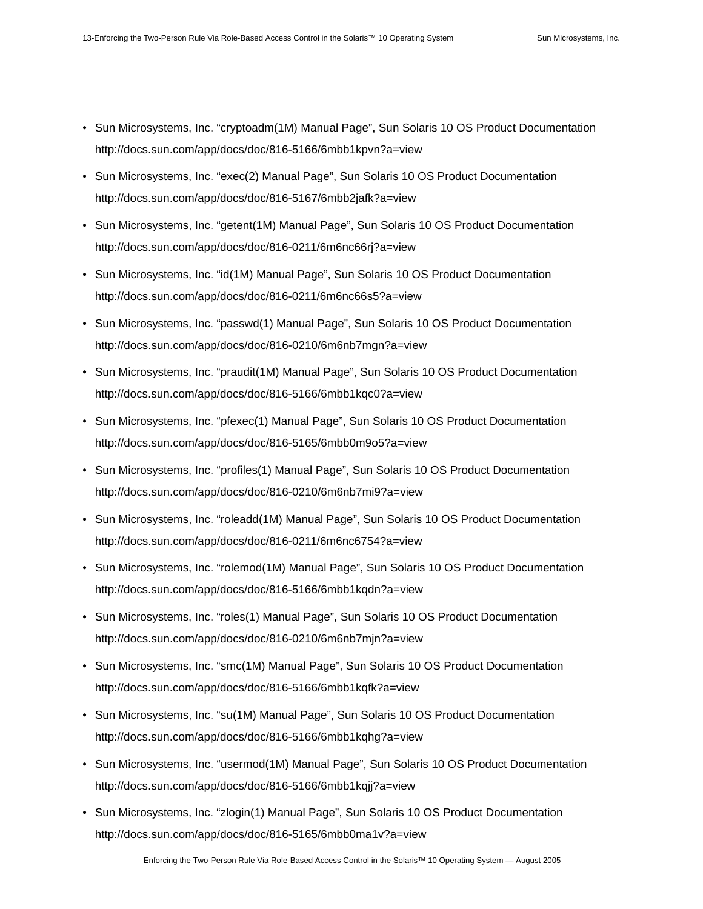- Sun Microsystems, Inc. “cryptoadm(1M) Manual Page”, Sun Solaris 10 OS Product Documentation http://docs.sun.com/app/docs/doc/816-5166/6mbb1kpvn?a=view
- Sun Microsystems, Inc. “exec(2) Manual Page”, Sun Solaris 10 OS Product Documentation http://docs.sun.com/app/docs/doc/816-5167/6mbb2jafk?a=view
- Sun Microsystems, Inc. “getent(1M) Manual Page”, Sun Solaris 10 OS Product Documentation http://docs.sun.com/app/docs/doc/816-0211/6m6nc66rj?a=view
- Sun Microsystems, Inc. “id(1M) Manual Page”, Sun Solaris 10 OS Product Documentation http://docs.sun.com/app/docs/doc/816-0211/6m6nc66s5?a=view
- Sun Microsystems, Inc. “passwd(1) Manual Page”, Sun Solaris 10 OS Product Documentation http://docs.sun.com/app/docs/doc/816-0210/6m6nb7mgn?a=view
- Sun Microsystems, Inc. “praudit(1M) Manual Page”, Sun Solaris 10 OS Product Documentation http://docs.sun.com/app/docs/doc/816-5166/6mbb1kqc0?a=view
- Sun Microsystems, Inc. “pfexec(1) Manual Page”, Sun Solaris 10 OS Product Documentation http://docs.sun.com/app/docs/doc/816-5165/6mbb0m9o5?a=view
- Sun Microsystems, Inc. “profiles(1) Manual Page”, Sun Solaris 10 OS Product Documentation http://docs.sun.com/app/docs/doc/816-0210/6m6nb7mi9?a=view
- Sun Microsystems, Inc. “roleadd(1M) Manual Page”, Sun Solaris 10 OS Product Documentation http://docs.sun.com/app/docs/doc/816-0211/6m6nc6754?a=view
- Sun Microsystems, Inc. “rolemod(1M) Manual Page”, Sun Solaris 10 OS Product Documentation http://docs.sun.com/app/docs/doc/816-5166/6mbb1kqdn?a=view
- Sun Microsystems, Inc. “roles(1) Manual Page”, Sun Solaris 10 OS Product Documentation http://docs.sun.com/app/docs/doc/816-0210/6m6nb7mjn?a=view
- Sun Microsystems, Inc. “smc(1M) Manual Page”, Sun Solaris 10 OS Product Documentation http://docs.sun.com/app/docs/doc/816-5166/6mbb1kqfk?a=view
- Sun Microsystems, Inc. “su(1M) Manual Page”, Sun Solaris 10 OS Product Documentation http://docs.sun.com/app/docs/doc/816-5166/6mbb1kqhg?a=view
- Sun Microsystems, Inc. “usermod(1M) Manual Page”, Sun Solaris 10 OS Product Documentation http://docs.sun.com/app/docs/doc/816-5166/6mbb1kqjj?a=view
- Sun Microsystems, Inc. “zlogin(1) Manual Page”, Sun Solaris 10 OS Product Documentation http://docs.sun.com/app/docs/doc/816-5165/6mbb0ma1v?a=view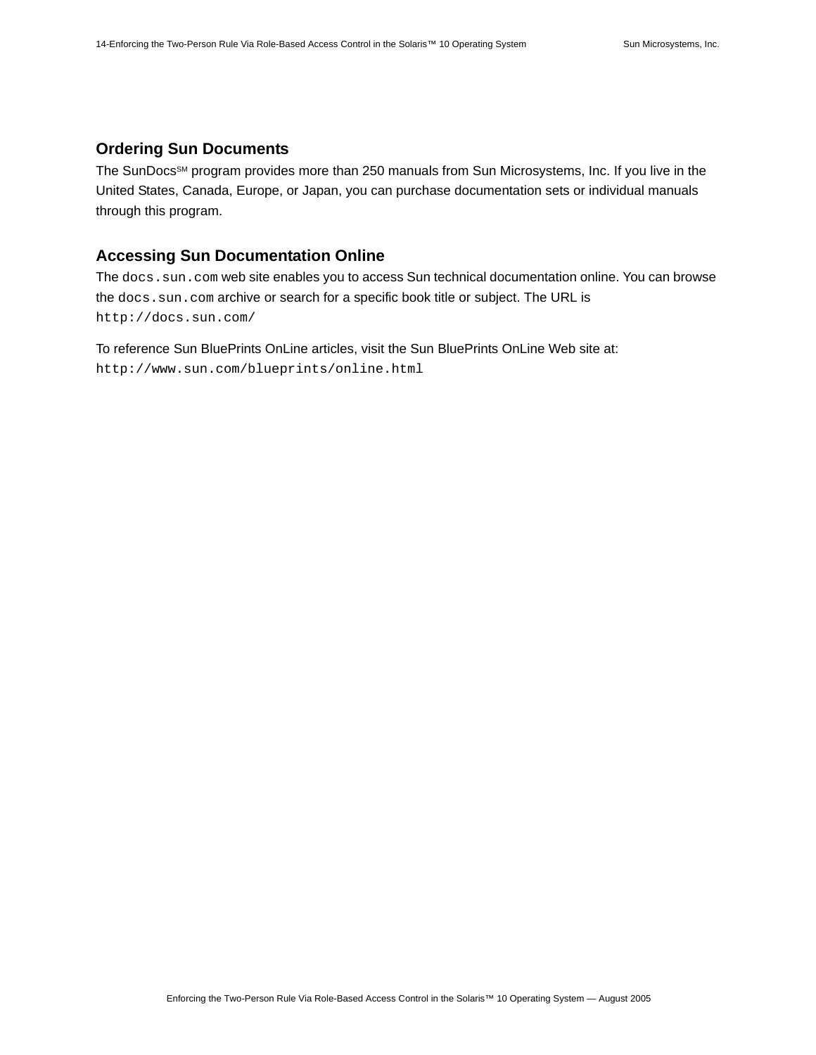## Ordering Sun Documents

The SunDocs[SM] program provides more than 250 manuals from Sun Microsystems, Inc. If you live in the United States, Canada, Europe, or Japan, you can purchase documentation sets or individual manuals through this program.

## Accessing Sun Documentation Online

The `docs.sun.com` web site enables you to access Sun technical documentation online. You can browse the `docs.sun.com` archive or search for a specific book title or subject. The URL is `http://docs.sun.com/`

To reference Sun BluePrints OnLine articles, visit the Sun BluePrints OnLine Web site at: `http://www.sun.com/blueprints/online.html`